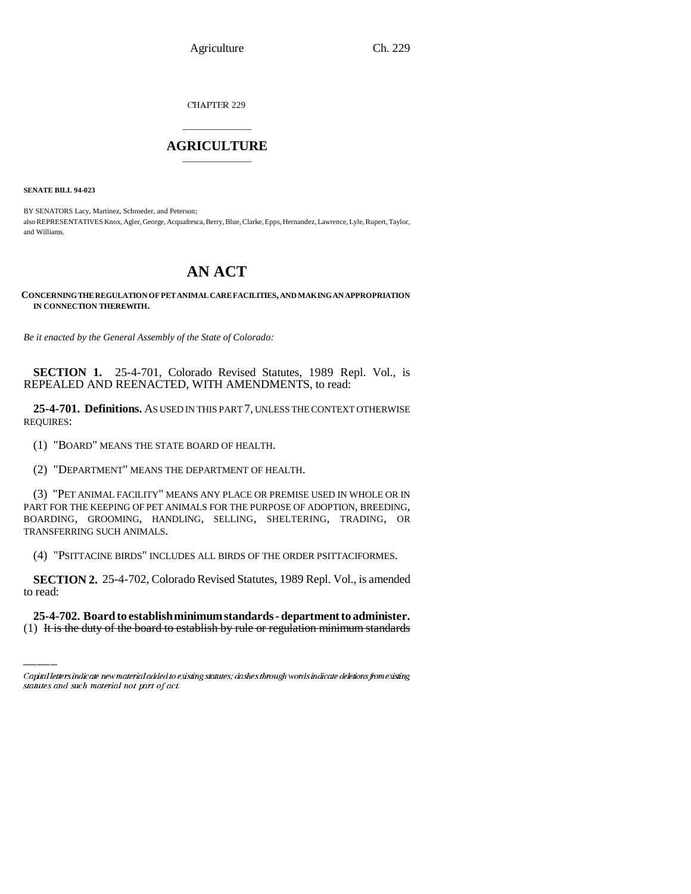CHAPTER 229

## AGRICULTURE

**SENATE BILL 94-023**

BY SENATORS Lacy, Martinez, Schroeder, and Peterson;
also REPRESENTATIVES Knox, Agler, George, Acquafresca, Berry, Blue, Clarke, Epps, Hernandez, Lawrence, Lyle, Rupert, Taylor, and Williams.

# AN ACT

**CONCERNING THE REGULATION OF PET ANIMAL CARE FACILITIES, AND MAKING AN APPROPRIATION IN CONNECTION THEREWITH.**

*Be it enacted by the General Assembly of the State of Colorado:*

**SECTION 1.** 25-4-701, Colorado Revised Statutes, 1989 Repl. Vol., is REPEALED AND REENACTED, WITH AMENDMENTS, to read:

**25-4-701. Definitions.** AS USED IN THIS PART 7, UNLESS THE CONTEXT OTHERWISE REQUIRES:

(1) "BOARD" MEANS THE STATE BOARD OF HEALTH.

(2) "DEPARTMENT" MEANS THE DEPARTMENT OF HEALTH.

(3) "PET ANIMAL FACILITY" MEANS ANY PLACE OR PREMISE USED IN WHOLE OR IN PART FOR THE KEEPING OF PET ANIMALS FOR THE PURPOSE OF ADOPTION, BREEDING, BOARDING, GROOMING, HANDLING, SELLING, SHELTERING, TRADING, OR TRANSFERRING SUCH ANIMALS.

(4) "PSITTACINE BIRDS" INCLUDES ALL BIRDS OF THE ORDER PSITTACIFORMES.

**SECTION 2.** 25-4-702, Colorado Revised Statutes, 1989 Repl. Vol., is amended to read:

**25-4-702. Board to establish minimum standards - department to administer.** (1) ~~It is the duty of the board to establish by rule or regulation minimum standards~~

---

*Capital letters indicate new material added to existing statutes; dashes through words indicate deletions from existing statutes and such material not part of act.*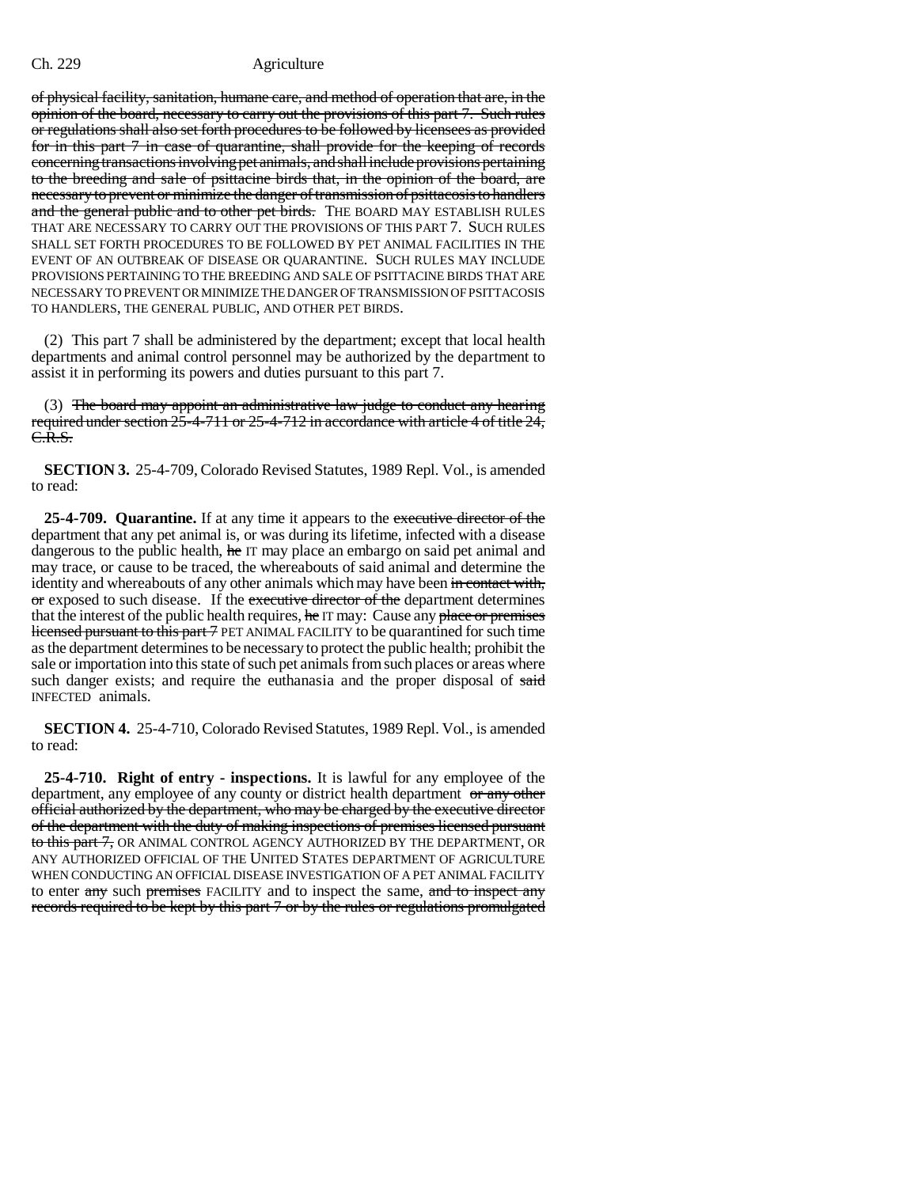of physical facility, sanitation, humane care, and method of operation that are, in the opinion of the board, necessary to carry out the provisions of this part 7. Such rules or regulations shall also set forth procedures to be followed by licensees as provided for in this part 7 in case of quarantine, shall provide for the keeping of records concerning transactions involving pet animals, and shall include provisions pertaining to the breeding and sale of psittacine birds that, in the opinion of the board, are necessary to prevent or minimize the danger of transmission of psittacosis to handlers and the general public and to other pet birds. THE BOARD MAY ESTABLISH RULES THAT ARE NECESSARY TO CARRY OUT THE PROVISIONS OF THIS PART 7. SUCH RULES SHALL SET FORTH PROCEDURES TO BE FOLLOWED BY PET ANIMAL FACILITIES IN THE EVENT OF AN OUTBREAK OF DISEASE OR QUARANTINE. SUCH RULES MAY INCLUDE PROVISIONS PERTAINING TO THE BREEDING AND SALE OF PSITTACINE BIRDS THAT ARE NECESSARY TO PREVENT OR MINIMIZE THE DANGER OF TRANSMISSION OF PSITTACOSIS TO HANDLERS, THE GENERAL PUBLIC, AND OTHER PET BIRDS.

(2) This part 7 shall be administered by the department; except that local health departments and animal control personnel may be authorized by the department to assist it in performing its powers and duties pursuant to this part 7.

(3) The board may appoint an administrative law judge to conduct any hearing required under section 25-4-711 or 25-4-712 in accordance with article 4 of title 24, C.R.S.

**SECTION 3.** 25-4-709, Colorado Revised Statutes, 1989 Repl. Vol., is amended to read:

**25-4-709. Quarantine.** If at any time it appears to the executive director of the department that any pet animal is, or was during its lifetime, infected with a disease dangerous to the public health, he IT may place an embargo on said pet animal and may trace, or cause to be traced, the whereabouts of said animal and determine the identity and whereabouts of any other animals which may have been in contact with, or exposed to such disease. If the executive director of the department determines that the interest of the public health requires, he IT may: Cause any place or premises licensed pursuant to this part 7 PET ANIMAL FACILITY to be quarantined for such time as the department determines to be necessary to protect the public health; prohibit the sale or importation into this state of such pet animals from such places or areas where such danger exists; and require the euthanasia and the proper disposal of said INFECTED animals.

**SECTION 4.** 25-4-710, Colorado Revised Statutes, 1989 Repl. Vol., is amended to read:

**25-4-710. Right of entry - inspections.** It is lawful for any employee of the department, any employee of any county or district health department or any other official authorized by the department, who may be charged by the executive director of the department with the duty of making inspections of premises licensed pursuant to this part 7, OR ANIMAL CONTROL AGENCY AUTHORIZED BY THE DEPARTMENT, OR ANY AUTHORIZED OFFICIAL OF THE UNITED STATES DEPARTMENT OF AGRICULTURE WHEN CONDUCTING AN OFFICIAL DISEASE INVESTIGATION OF A PET ANIMAL FACILITY to enter any such premises FACILITY and to inspect the same, and to inspect any records required to be kept by this part 7 or by the rules or regulations promulgated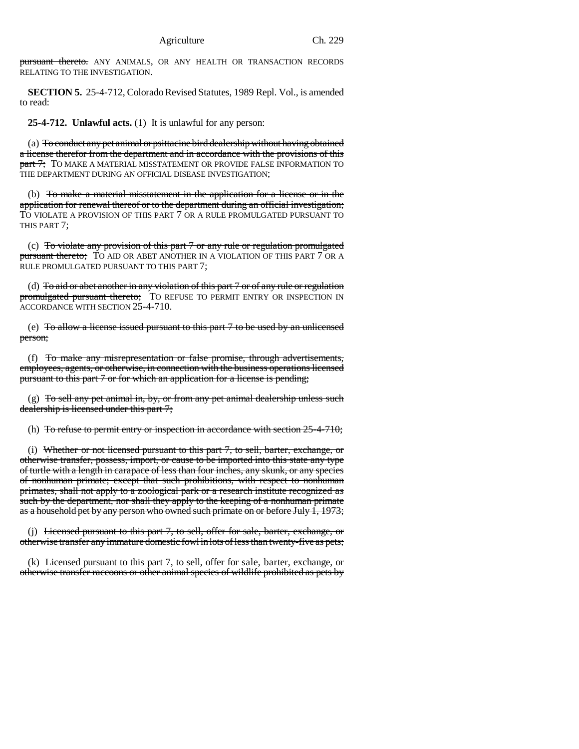~~pursuant thereto.~~ ANY ANIMALS, OR ANY HEALTH OR TRANSACTION RECORDS RELATING TO THE INVESTIGATION.

**SECTION 5.** 25-4-712, Colorado Revised Statutes, 1989 Repl. Vol., is amended to read:

**25-4-712. Unlawful acts.** (1) It is unlawful for any person:

(a) ~~To conduct any pet animal or psittacine bird dealership without having obtained a license therefor from the department and in accordance with the provisions of this part 7;~~ TO MAKE A MATERIAL MISSTATEMENT OR PROVIDE FALSE INFORMATION TO THE DEPARTMENT DURING AN OFFICIAL DISEASE INVESTIGATION;

(b) ~~To make a material misstatement in the application for a license or in the application for renewal thereof or to the department during an official investigation;~~ TO VIOLATE A PROVISION OF THIS PART 7 OR A RULE PROMULGATED PURSUANT TO THIS PART 7;

(c) ~~To violate any provision of this part 7 or any rule or regulation promulgated pursuant thereto;~~ TO AID OR ABET ANOTHER IN A VIOLATION OF THIS PART 7 OR A RULE PROMULGATED PURSUANT TO THIS PART 7;

(d) ~~To aid or abet another in any violation of this part 7 or of any rule or regulation promulgated pursuant thereto;~~ TO REFUSE TO PERMIT ENTRY OR INSPECTION IN ACCORDANCE WITH SECTION 25-4-710.

(e) ~~To allow a license issued pursuant to this part 7 to be used by an unlicensed person;~~

(f) ~~To make any misrepresentation or false promise, through advertisements, employees, agents, or otherwise, in connection with the business operations licensed pursuant to this part 7 or for which an application for a license is pending;~~

(g) ~~To sell any pet animal in, by, or from any pet animal dealership unless such dealership is licensed under this part 7;~~

(h) ~~To refuse to permit entry or inspection in accordance with section 25-4-710;~~

(i) ~~Whether or not licensed pursuant to this part 7, to sell, barter, exchange, or otherwise transfer, possess, import, or cause to be imported into this state any type of turtle with a length in carapace of less than four inches, any skunk, or any species of nonhuman primate; except that such prohibitions, with respect to nonhuman primates, shall not apply to a zoological park or a research institute recognized as such by the department, nor shall they apply to the keeping of a nonhuman primate as a household pet by any person who owned such primate on or before July 1, 1973;~~

(j) ~~Licensed pursuant to this part 7, to sell, offer for sale, barter, exchange, or otherwise transfer any immature domestic fowl in lots of less than twenty-five as pets;~~

(k) ~~Licensed pursuant to this part 7, to sell, offer for sale, barter, exchange, or otherwise transfer raccoons or other animal species of wildlife prohibited as pets by~~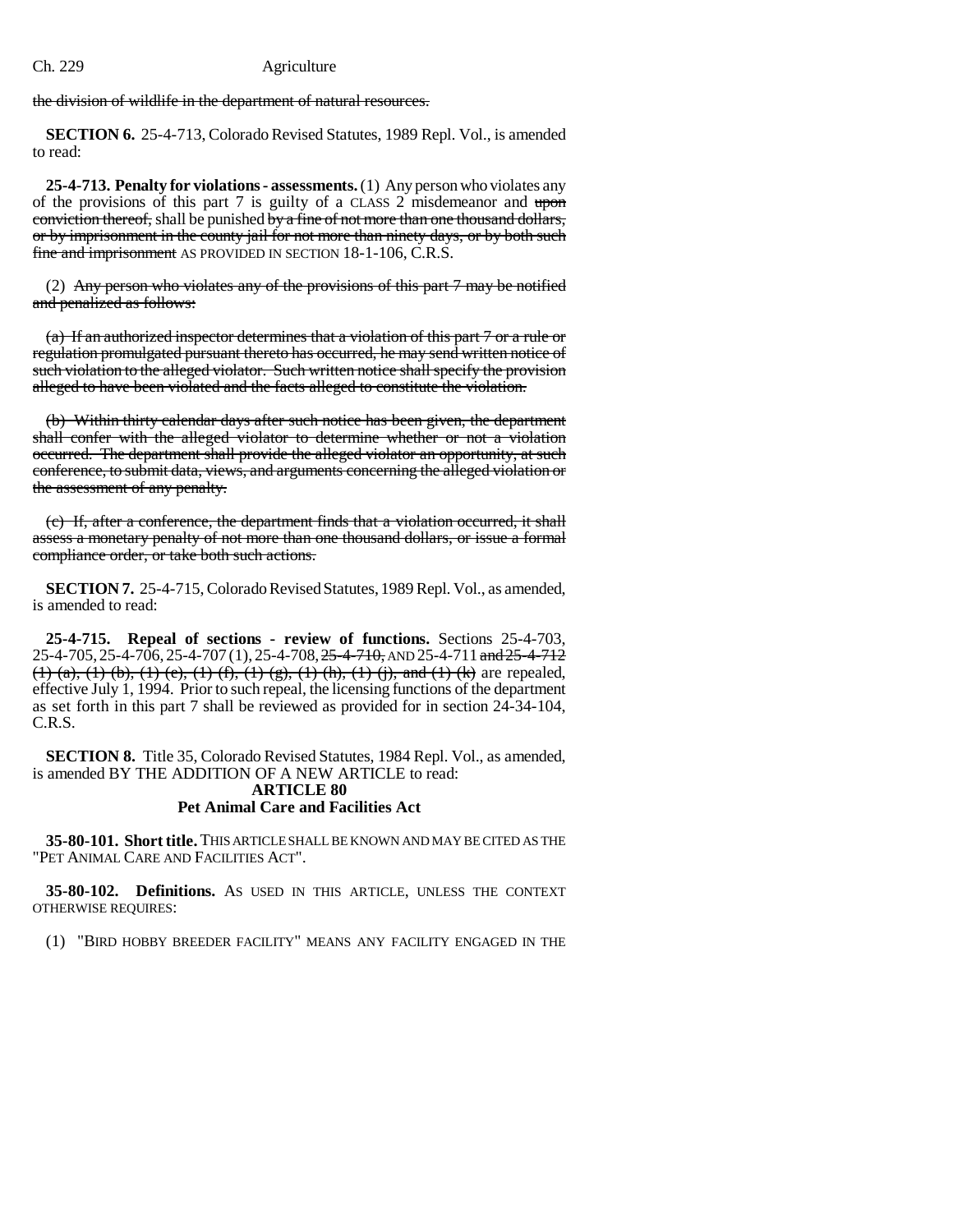the division of wildlife in the department of natural resources.

**SECTION 6.** 25-4-713, Colorado Revised Statutes, 1989 Repl. Vol., is amended to read:

**25-4-713. Penalty for violations - assessments.** (1) Any person who violates any of the provisions of this part 7 is guilty of a CLASS 2 misdemeanor and ~~upon conviction thereof,~~ shall be punished ~~by a fine of not more than one thousand dollars, or by imprisonment in the county jail for not more than ninety days, or by both such fine and imprisonment~~ AS PROVIDED IN SECTION 18-1-106, C.R.S.

(2) ~~Any person who violates any of the provisions of this part 7 may be notified and penalized as follows:~~

~~(a) If an authorized inspector determines that a violation of this part 7 or a rule or regulation promulgated pursuant thereto has occurred, he may send written notice of such violation to the alleged violator. Such written notice shall specify the provision alleged to have been violated and the facts alleged to constitute the violation.~~

~~(b) Within thirty calendar days after such notice has been given, the department shall confer with the alleged violator to determine whether or not a violation occurred. The department shall provide the alleged violator an opportunity, at such conference, to submit data, views, and arguments concerning the alleged violation or the assessment of any penalty.~~

~~(c) If, after a conference, the department finds that a violation occurred, it shall assess a monetary penalty of not more than one thousand dollars, or issue a formal compliance order, or take both such actions.~~

**SECTION 7.** 25-4-715, Colorado Revised Statutes, 1989 Repl. Vol., as amended, is amended to read:

**25-4-715. Repeal of sections - review of functions.** Sections 25-4-703, 25-4-705, 25-4-706, 25-4-707 (1), 25-4-708, ~~25-4-710,~~ AND 25-4-711 ~~and 25-4-712 (1) (a), (1) (b), (1) (e), (1) (f), (1) (g), (1) (h), (1) (j), and (1) (k)~~ are repealed, effective July 1, 1994. Prior to such repeal, the licensing functions of the department as set forth in this part 7 shall be reviewed as provided for in section 24-34-104, C.R.S.

**SECTION 8.** Title 35, Colorado Revised Statutes, 1984 Repl. Vol., as amended, is amended BY THE ADDITION OF A NEW ARTICLE to read:

**ARTICLE 80**
**Pet Animal Care and Facilities Act**

**35-80-101. Short title.** THIS ARTICLE SHALL BE KNOWN AND MAY BE CITED AS THE "PET ANIMAL CARE AND FACILITIES ACT".

**35-80-102. Definitions.** AS USED IN THIS ARTICLE, UNLESS THE CONTEXT OTHERWISE REQUIRES:

(1) "BIRD HOBBY BREEDER FACILITY" MEANS ANY FACILITY ENGAGED IN THE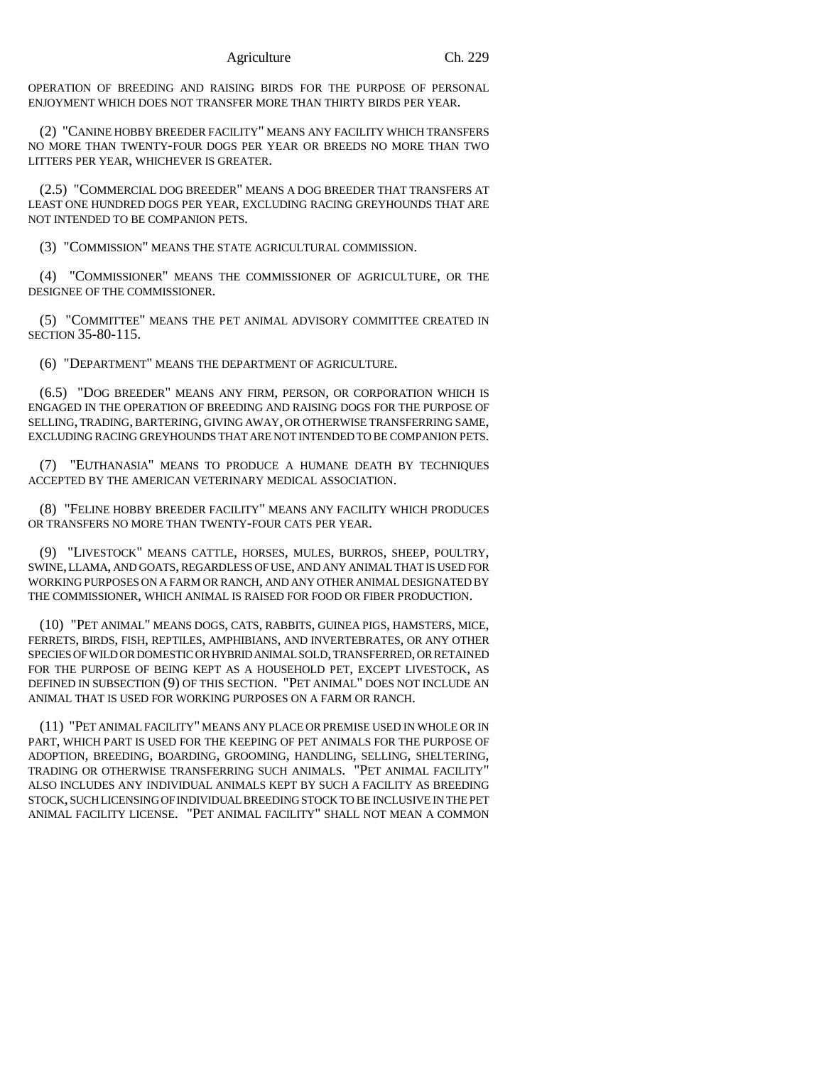OPERATION OF BREEDING AND RAISING BIRDS FOR THE PURPOSE OF PERSONAL ENJOYMENT WHICH DOES NOT TRANSFER MORE THAN THIRTY BIRDS PER YEAR.

(2) "CANINE HOBBY BREEDER FACILITY" MEANS ANY FACILITY WHICH TRANSFERS NO MORE THAN TWENTY-FOUR DOGS PER YEAR OR BREEDS NO MORE THAN TWO LITTERS PER YEAR, WHICHEVER IS GREATER.

(2.5) "COMMERCIAL DOG BREEDER" MEANS A DOG BREEDER THAT TRANSFERS AT LEAST ONE HUNDRED DOGS PER YEAR, EXCLUDING RACING GREYHOUNDS THAT ARE NOT INTENDED TO BE COMPANION PETS.

(3) "COMMISSION" MEANS THE STATE AGRICULTURAL COMMISSION.

(4) "COMMISSIONER" MEANS THE COMMISSIONER OF AGRICULTURE, OR THE DESIGNEE OF THE COMMISSIONER.

(5) "COMMITTEE" MEANS THE PET ANIMAL ADVISORY COMMITTEE CREATED IN SECTION 35-80-115.

(6) "DEPARTMENT" MEANS THE DEPARTMENT OF AGRICULTURE.

(6.5) "DOG BREEDER" MEANS ANY FIRM, PERSON, OR CORPORATION WHICH IS ENGAGED IN THE OPERATION OF BREEDING AND RAISING DOGS FOR THE PURPOSE OF SELLING, TRADING, BARTERING, GIVING AWAY, OR OTHERWISE TRANSFERRING SAME, EXCLUDING RACING GREYHOUNDS THAT ARE NOT INTENDED TO BE COMPANION PETS.

(7) "EUTHANASIA" MEANS TO PRODUCE A HUMANE DEATH BY TECHNIQUES ACCEPTED BY THE AMERICAN VETERINARY MEDICAL ASSOCIATION.

(8) "FELINE HOBBY BREEDER FACILITY" MEANS ANY FACILITY WHICH PRODUCES OR TRANSFERS NO MORE THAN TWENTY-FOUR CATS PER YEAR.

(9) "LIVESTOCK" MEANS CATTLE, HORSES, MULES, BURROS, SHEEP, POULTRY, SWINE, LLAMA, AND GOATS, REGARDLESS OF USE, AND ANY ANIMAL THAT IS USED FOR WORKING PURPOSES ON A FARM OR RANCH, AND ANY OTHER ANIMAL DESIGNATED BY THE COMMISSIONER, WHICH ANIMAL IS RAISED FOR FOOD OR FIBER PRODUCTION.

(10) "PET ANIMAL" MEANS DOGS, CATS, RABBITS, GUINEA PIGS, HAMSTERS, MICE, FERRETS, BIRDS, FISH, REPTILES, AMPHIBIANS, AND INVERTEBRATES, OR ANY OTHER SPECIES OF WILD OR DOMESTIC OR HYBRID ANIMAL SOLD, TRANSFERRED, OR RETAINED FOR THE PURPOSE OF BEING KEPT AS A HOUSEHOLD PET, EXCEPT LIVESTOCK, AS DEFINED IN SUBSECTION (9) OF THIS SECTION. "PET ANIMAL" DOES NOT INCLUDE AN ANIMAL THAT IS USED FOR WORKING PURPOSES ON A FARM OR RANCH.

(11) "PET ANIMAL FACILITY" MEANS ANY PLACE OR PREMISE USED IN WHOLE OR IN PART, WHICH PART IS USED FOR THE KEEPING OF PET ANIMALS FOR THE PURPOSE OF ADOPTION, BREEDING, BOARDING, GROOMING, HANDLING, SELLING, SHELTERING, TRADING OR OTHERWISE TRANSFERRING SUCH ANIMALS. "PET ANIMAL FACILITY" ALSO INCLUDES ANY INDIVIDUAL ANIMALS KEPT BY SUCH A FACILITY AS BREEDING STOCK, SUCH LICENSING OF INDIVIDUAL BREEDING STOCK TO BE INCLUSIVE IN THE PET ANIMAL FACILITY LICENSE. "PET ANIMAL FACILITY" SHALL NOT MEAN A COMMON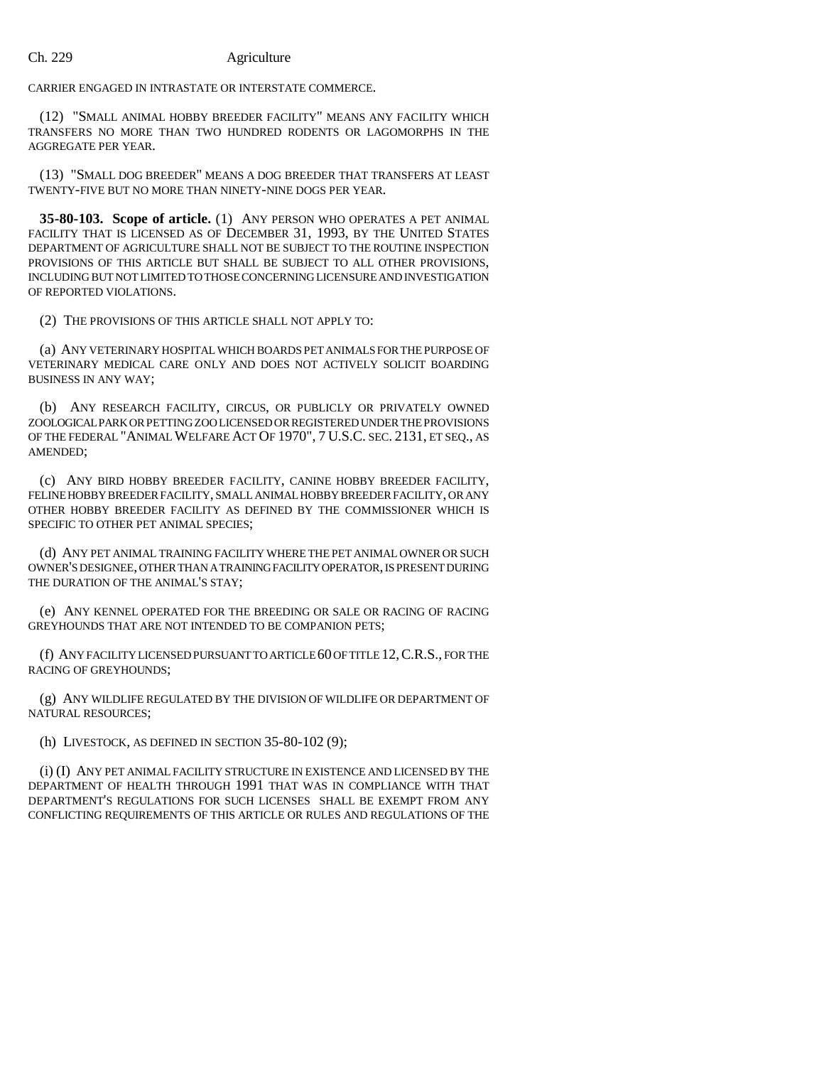CARRIER ENGAGED IN INTRASTATE OR INTERSTATE COMMERCE.

(12) "SMALL ANIMAL HOBBY BREEDER FACILITY" MEANS ANY FACILITY WHICH TRANSFERS NO MORE THAN TWO HUNDRED RODENTS OR LAGOMORPHS IN THE AGGREGATE PER YEAR.

(13) "SMALL DOG BREEDER" MEANS A DOG BREEDER THAT TRANSFERS AT LEAST TWENTY-FIVE BUT NO MORE THAN NINETY-NINE DOGS PER YEAR.

**35-80-103. Scope of article.** (1) ANY PERSON WHO OPERATES A PET ANIMAL FACILITY THAT IS LICENSED AS OF DECEMBER 31, 1993, BY THE UNITED STATES DEPARTMENT OF AGRICULTURE SHALL NOT BE SUBJECT TO THE ROUTINE INSPECTION PROVISIONS OF THIS ARTICLE BUT SHALL BE SUBJECT TO ALL OTHER PROVISIONS, INCLUDING BUT NOT LIMITED TO THOSE CONCERNING LICENSURE AND INVESTIGATION OF REPORTED VIOLATIONS.

(2) THE PROVISIONS OF THIS ARTICLE SHALL NOT APPLY TO:

(a) ANY VETERINARY HOSPITAL WHICH BOARDS PET ANIMALS FOR THE PURPOSE OF VETERINARY MEDICAL CARE ONLY AND DOES NOT ACTIVELY SOLICIT BOARDING BUSINESS IN ANY WAY;

(b) ANY RESEARCH FACILITY, CIRCUS, OR PUBLICLY OR PRIVATELY OWNED ZOOLOGICAL PARK OR PETTING ZOO LICENSED OR REGISTERED UNDER THE PROVISIONS OF THE FEDERAL "ANIMAL WELFARE ACT OF 1970", 7 U.S.C. SEC. 2131, ET SEQ., AS AMENDED;

(c) ANY BIRD HOBBY BREEDER FACILITY, CANINE HOBBY BREEDER FACILITY, FELINE HOBBY BREEDER FACILITY, SMALL ANIMAL HOBBY BREEDER FACILITY, OR ANY OTHER HOBBY BREEDER FACILITY AS DEFINED BY THE COMMISSIONER WHICH IS SPECIFIC TO OTHER PET ANIMAL SPECIES;

(d) ANY PET ANIMAL TRAINING FACILITY WHERE THE PET ANIMAL OWNER OR SUCH OWNER'S DESIGNEE, OTHER THAN A TRAINING FACILITY OPERATOR, IS PRESENT DURING THE DURATION OF THE ANIMAL'S STAY;

(e) ANY KENNEL OPERATED FOR THE BREEDING OR SALE OR RACING OF RACING GREYHOUNDS THAT ARE NOT INTENDED TO BE COMPANION PETS;

(f) ANY FACILITY LICENSED PURSUANT TO ARTICLE 60 OF TITLE 12, C.R.S., FOR THE RACING OF GREYHOUNDS;

(g) ANY WILDLIFE REGULATED BY THE DIVISION OF WILDLIFE OR DEPARTMENT OF NATURAL RESOURCES;

(h) LIVESTOCK, AS DEFINED IN SECTION 35-80-102 (9);

(i) (I) ANY PET ANIMAL FACILITY STRUCTURE IN EXISTENCE AND LICENSED BY THE DEPARTMENT OF HEALTH THROUGH 1991 THAT WAS IN COMPLIANCE WITH THAT DEPARTMENT'S REGULATIONS FOR SUCH LICENSES SHALL BE EXEMPT FROM ANY CONFLICTING REQUIREMENTS OF THIS ARTICLE OR RULES AND REGULATIONS OF THE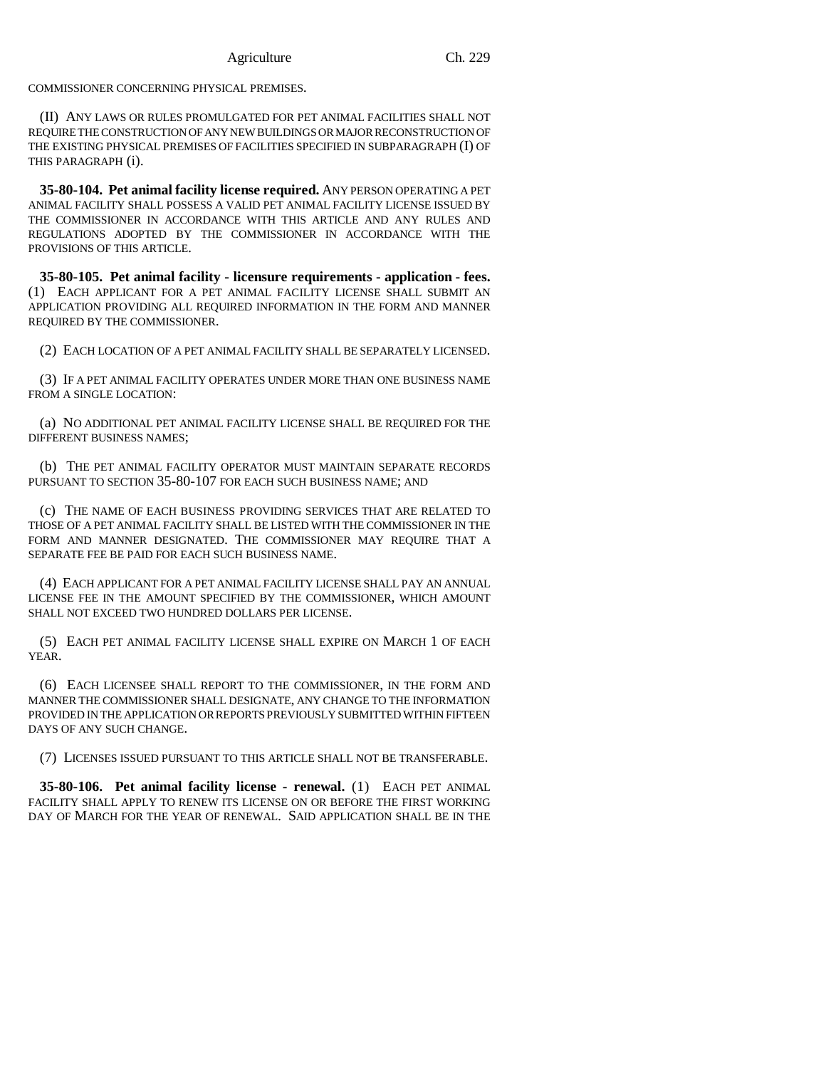COMMISSIONER CONCERNING PHYSICAL PREMISES.

(II) ANY LAWS OR RULES PROMULGATED FOR PET ANIMAL FACILITIES SHALL NOT REQUIRE THE CONSTRUCTION OF ANY NEW BUILDINGS OR MAJOR RECONSTRUCTION OF THE EXISTING PHYSICAL PREMISES OF FACILITIES SPECIFIED IN SUBPARAGRAPH (I) OF THIS PARAGRAPH (i).

**35-80-104. Pet animal facility license required.** ANY PERSON OPERATING A PET ANIMAL FACILITY SHALL POSSESS A VALID PET ANIMAL FACILITY LICENSE ISSUED BY THE COMMISSIONER IN ACCORDANCE WITH THIS ARTICLE AND ANY RULES AND REGULATIONS ADOPTED BY THE COMMISSIONER IN ACCORDANCE WITH THE PROVISIONS OF THIS ARTICLE.

**35-80-105. Pet animal facility - licensure requirements - application - fees.** (1) EACH APPLICANT FOR A PET ANIMAL FACILITY LICENSE SHALL SUBMIT AN APPLICATION PROVIDING ALL REQUIRED INFORMATION IN THE FORM AND MANNER REQUIRED BY THE COMMISSIONER.

(2) EACH LOCATION OF A PET ANIMAL FACILITY SHALL BE SEPARATELY LICENSED.

(3) IF A PET ANIMAL FACILITY OPERATES UNDER MORE THAN ONE BUSINESS NAME FROM A SINGLE LOCATION:

(a) NO ADDITIONAL PET ANIMAL FACILITY LICENSE SHALL BE REQUIRED FOR THE DIFFERENT BUSINESS NAMES;

(b) THE PET ANIMAL FACILITY OPERATOR MUST MAINTAIN SEPARATE RECORDS PURSUANT TO SECTION 35-80-107 FOR EACH SUCH BUSINESS NAME; AND

(c) THE NAME OF EACH BUSINESS PROVIDING SERVICES THAT ARE RELATED TO THOSE OF A PET ANIMAL FACILITY SHALL BE LISTED WITH THE COMMISSIONER IN THE FORM AND MANNER DESIGNATED. THE COMMISSIONER MAY REQUIRE THAT A SEPARATE FEE BE PAID FOR EACH SUCH BUSINESS NAME.

(4) EACH APPLICANT FOR A PET ANIMAL FACILITY LICENSE SHALL PAY AN ANNUAL LICENSE FEE IN THE AMOUNT SPECIFIED BY THE COMMISSIONER, WHICH AMOUNT SHALL NOT EXCEED TWO HUNDRED DOLLARS PER LICENSE.

(5) EACH PET ANIMAL FACILITY LICENSE SHALL EXPIRE ON MARCH 1 OF EACH YEAR.

(6) EACH LICENSEE SHALL REPORT TO THE COMMISSIONER, IN THE FORM AND MANNER THE COMMISSIONER SHALL DESIGNATE, ANY CHANGE TO THE INFORMATION PROVIDED IN THE APPLICATION OR REPORTS PREVIOUSLY SUBMITTED WITHIN FIFTEEN DAYS OF ANY SUCH CHANGE.

(7) LICENSES ISSUED PURSUANT TO THIS ARTICLE SHALL NOT BE TRANSFERABLE.

**35-80-106. Pet animal facility license - renewal.** (1) EACH PET ANIMAL FACILITY SHALL APPLY TO RENEW ITS LICENSE ON OR BEFORE THE FIRST WORKING DAY OF MARCH FOR THE YEAR OF RENEWAL. SAID APPLICATION SHALL BE IN THE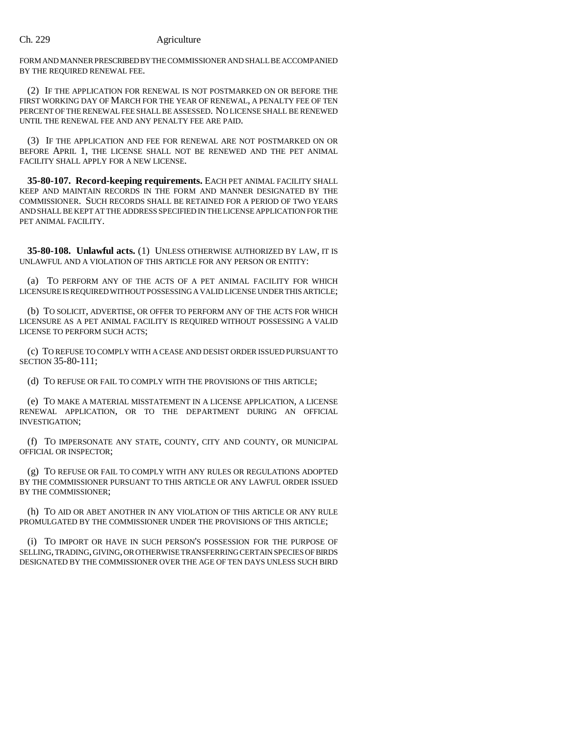FORM AND MANNER PRESCRIBED BY THE COMMISSIONER AND SHALL BE ACCOMPANIED BY THE REQUIRED RENEWAL FEE.

(2) IF THE APPLICATION FOR RENEWAL IS NOT POSTMARKED ON OR BEFORE THE FIRST WORKING DAY OF MARCH FOR THE YEAR OF RENEWAL, A PENALTY FEE OF TEN PERCENT OF THE RENEWAL FEE SHALL BE ASSESSED. NO LICENSE SHALL BE RENEWED UNTIL THE RENEWAL FEE AND ANY PENALTY FEE ARE PAID.

(3) IF THE APPLICATION AND FEE FOR RENEWAL ARE NOT POSTMARKED ON OR BEFORE APRIL 1, THE LICENSE SHALL NOT BE RENEWED AND THE PET ANIMAL FACILITY SHALL APPLY FOR A NEW LICENSE.

**35-80-107. Record-keeping requirements.** EACH PET ANIMAL FACILITY SHALL KEEP AND MAINTAIN RECORDS IN THE FORM AND MANNER DESIGNATED BY THE COMMISSIONER. SUCH RECORDS SHALL BE RETAINED FOR A PERIOD OF TWO YEARS AND SHALL BE KEPT AT THE ADDRESS SPECIFIED IN THE LICENSE APPLICATION FOR THE PET ANIMAL FACILITY.

**35-80-108. Unlawful acts.** (1) UNLESS OTHERWISE AUTHORIZED BY LAW, IT IS UNLAWFUL AND A VIOLATION OF THIS ARTICLE FOR ANY PERSON OR ENTITY:

(a) TO PERFORM ANY OF THE ACTS OF A PET ANIMAL FACILITY FOR WHICH LICENSURE IS REQUIRED WITHOUT POSSESSING A VALID LICENSE UNDER THIS ARTICLE;

(b) TO SOLICIT, ADVERTISE, OR OFFER TO PERFORM ANY OF THE ACTS FOR WHICH LICENSURE AS A PET ANIMAL FACILITY IS REQUIRED WITHOUT POSSESSING A VALID LICENSE TO PERFORM SUCH ACTS;

(c) TO REFUSE TO COMPLY WITH A CEASE AND DESIST ORDER ISSUED PURSUANT TO SECTION 35-80-111;

(d) TO REFUSE OR FAIL TO COMPLY WITH THE PROVISIONS OF THIS ARTICLE;

(e) TO MAKE A MATERIAL MISSTATEMENT IN A LICENSE APPLICATION, A LICENSE RENEWAL APPLICATION, OR TO THE DEPARTMENT DURING AN OFFICIAL INVESTIGATION;

(f) TO IMPERSONATE ANY STATE, COUNTY, CITY AND COUNTY, OR MUNICIPAL OFFICIAL OR INSPECTOR;

(g) TO REFUSE OR FAIL TO COMPLY WITH ANY RULES OR REGULATIONS ADOPTED BY THE COMMISSIONER PURSUANT TO THIS ARTICLE OR ANY LAWFUL ORDER ISSUED BY THE COMMISSIONER;

(h) TO AID OR ABET ANOTHER IN ANY VIOLATION OF THIS ARTICLE OR ANY RULE PROMULGATED BY THE COMMISSIONER UNDER THE PROVISIONS OF THIS ARTICLE;

(i) TO IMPORT OR HAVE IN SUCH PERSON'S POSSESSION FOR THE PURPOSE OF SELLING, TRADING, GIVING, OR OTHERWISE TRANSFERRING CERTAIN SPECIES OF BIRDS DESIGNATED BY THE COMMISSIONER OVER THE AGE OF TEN DAYS UNLESS SUCH BIRD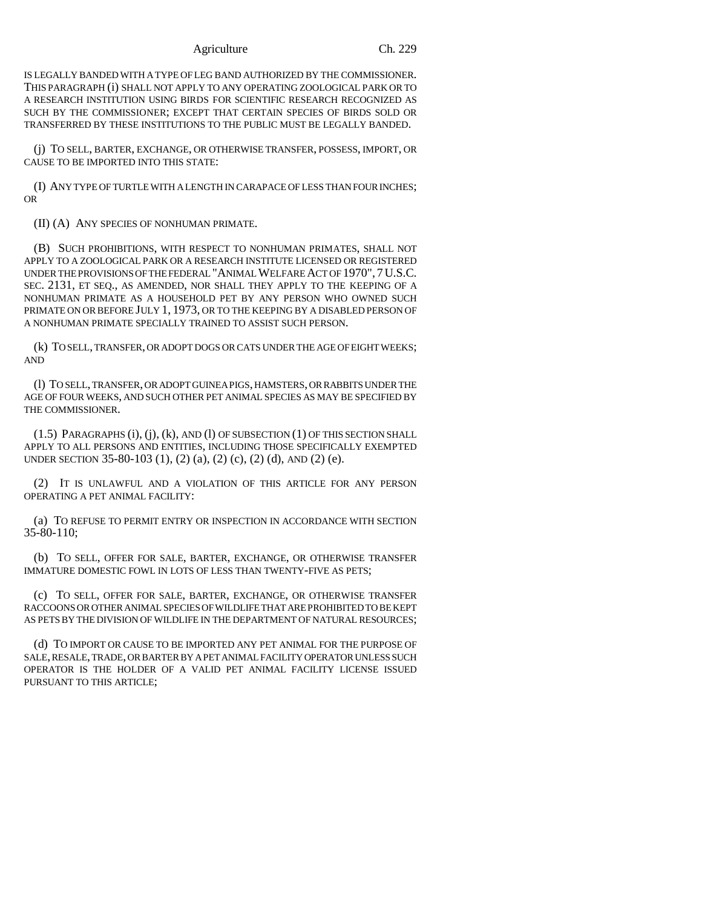IS LEGALLY BANDED WITH A TYPE OF LEG BAND AUTHORIZED BY THE COMMISSIONER. THIS PARAGRAPH (i) SHALL NOT APPLY TO ANY OPERATING ZOOLOGICAL PARK OR TO A RESEARCH INSTITUTION USING BIRDS FOR SCIENTIFIC RESEARCH RECOGNIZED AS SUCH BY THE COMMISSIONER; EXCEPT THAT CERTAIN SPECIES OF BIRDS SOLD OR TRANSFERRED BY THESE INSTITUTIONS TO THE PUBLIC MUST BE LEGALLY BANDED.

(j) TO SELL, BARTER, EXCHANGE, OR OTHERWISE TRANSFER, POSSESS, IMPORT, OR CAUSE TO BE IMPORTED INTO THIS STATE:

(I) ANY TYPE OF TURTLE WITH A LENGTH IN CARAPACE OF LESS THAN FOUR INCHES; OR

(II) (A) ANY SPECIES OF NONHUMAN PRIMATE.

(B) SUCH PROHIBITIONS, WITH RESPECT TO NONHUMAN PRIMATES, SHALL NOT APPLY TO A ZOOLOGICAL PARK OR A RESEARCH INSTITUTE LICENSED OR REGISTERED UNDER THE PROVISIONS OF THE FEDERAL "ANIMAL WELFARE ACT OF 1970", 7 U.S.C. SEC. 2131, ET SEQ., AS AMENDED, NOR SHALL THEY APPLY TO THE KEEPING OF A NONHUMAN PRIMATE AS A HOUSEHOLD PET BY ANY PERSON WHO OWNED SUCH PRIMATE ON OR BEFORE JULY 1, 1973, OR TO THE KEEPING BY A DISABLED PERSON OF A NONHUMAN PRIMATE SPECIALLY TRAINED TO ASSIST SUCH PERSON.

(k) TO SELL, TRANSFER, OR ADOPT DOGS OR CATS UNDER THE AGE OF EIGHT WEEKS; AND

(l) TO SELL, TRANSFER, OR ADOPT GUINEA PIGS, HAMSTERS, OR RABBITS UNDER THE AGE OF FOUR WEEKS, AND SUCH OTHER PET ANIMAL SPECIES AS MAY BE SPECIFIED BY THE COMMISSIONER.

(1.5) PARAGRAPHS (i), (j), (k), AND (l) OF SUBSECTION (1) OF THIS SECTION SHALL APPLY TO ALL PERSONS AND ENTITIES, INCLUDING THOSE SPECIFICALLY EXEMPTED UNDER SECTION 35-80-103 (1), (2) (a), (2) (c), (2) (d), AND (2) (e).

(2) IT IS UNLAWFUL AND A VIOLATION OF THIS ARTICLE FOR ANY PERSON OPERATING A PET ANIMAL FACILITY:

(a) TO REFUSE TO PERMIT ENTRY OR INSPECTION IN ACCORDANCE WITH SECTION 35-80-110;

(b) TO SELL, OFFER FOR SALE, BARTER, EXCHANGE, OR OTHERWISE TRANSFER IMMATURE DOMESTIC FOWL IN LOTS OF LESS THAN TWENTY-FIVE AS PETS;

(c) TO SELL, OFFER FOR SALE, BARTER, EXCHANGE, OR OTHERWISE TRANSFER RACCOONS OR OTHER ANIMAL SPECIES OF WILDLIFE THAT ARE PROHIBITED TO BE KEPT AS PETS BY THE DIVISION OF WILDLIFE IN THE DEPARTMENT OF NATURAL RESOURCES;

(d) TO IMPORT OR CAUSE TO BE IMPORTED ANY PET ANIMAL FOR THE PURPOSE OF SALE, RESALE, TRADE, OR BARTER BY A PET ANIMAL FACILITY OPERATOR UNLESS SUCH OPERATOR IS THE HOLDER OF A VALID PET ANIMAL FACILITY LICENSE ISSUED PURSUANT TO THIS ARTICLE;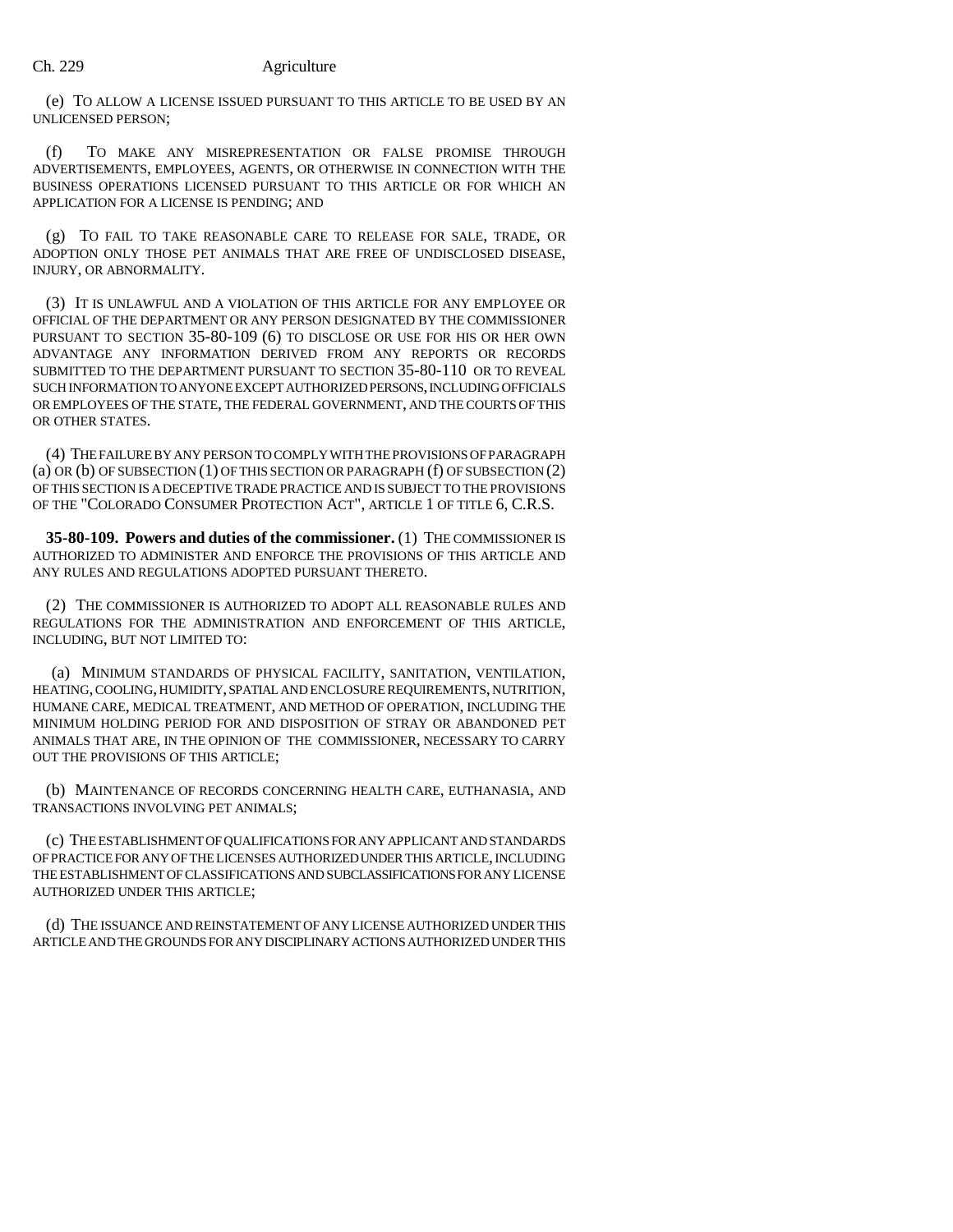(e) TO ALLOW A LICENSE ISSUED PURSUANT TO THIS ARTICLE TO BE USED BY AN UNLICENSED PERSON;

(f) TO MAKE ANY MISREPRESENTATION OR FALSE PROMISE THROUGH ADVERTISEMENTS, EMPLOYEES, AGENTS, OR OTHERWISE IN CONNECTION WITH THE BUSINESS OPERATIONS LICENSED PURSUANT TO THIS ARTICLE OR FOR WHICH AN APPLICATION FOR A LICENSE IS PENDING; AND

(g) TO FAIL TO TAKE REASONABLE CARE TO RELEASE FOR SALE, TRADE, OR ADOPTION ONLY THOSE PET ANIMALS THAT ARE FREE OF UNDISCLOSED DISEASE, INJURY, OR ABNORMALITY.

(3) IT IS UNLAWFUL AND A VIOLATION OF THIS ARTICLE FOR ANY EMPLOYEE OR OFFICIAL OF THE DEPARTMENT OR ANY PERSON DESIGNATED BY THE COMMISSIONER PURSUANT TO SECTION 35-80-109 (6) TO DISCLOSE OR USE FOR HIS OR HER OWN ADVANTAGE ANY INFORMATION DERIVED FROM ANY REPORTS OR RECORDS SUBMITTED TO THE DEPARTMENT PURSUANT TO SECTION 35-80-110 OR TO REVEAL SUCH INFORMATION TO ANYONE EXCEPT AUTHORIZED PERSONS, INCLUDING OFFICIALS OR EMPLOYEES OF THE STATE, THE FEDERAL GOVERNMENT, AND THE COURTS OF THIS OR OTHER STATES.

(4) THE FAILURE BY ANY PERSON TO COMPLY WITH THE PROVISIONS OF PARAGRAPH (a) OR (b) OF SUBSECTION (1) OF THIS SECTION OR PARAGRAPH (f) OF SUBSECTION (2) OF THIS SECTION IS A DECEPTIVE TRADE PRACTICE AND IS SUBJECT TO THE PROVISIONS OF THE "COLORADO CONSUMER PROTECTION ACT", ARTICLE 1 OF TITLE 6, C.R.S.

**35-80-109. Powers and duties of the commissioner.** (1) THE COMMISSIONER IS AUTHORIZED TO ADMINISTER AND ENFORCE THE PROVISIONS OF THIS ARTICLE AND ANY RULES AND REGULATIONS ADOPTED PURSUANT THERETO.

(2) THE COMMISSIONER IS AUTHORIZED TO ADOPT ALL REASONABLE RULES AND REGULATIONS FOR THE ADMINISTRATION AND ENFORCEMENT OF THIS ARTICLE, INCLUDING, BUT NOT LIMITED TO:

(a) MINIMUM STANDARDS OF PHYSICAL FACILITY, SANITATION, VENTILATION, HEATING, COOLING, HUMIDITY, SPATIAL AND ENCLOSURE REQUIREMENTS, NUTRITION, HUMANE CARE, MEDICAL TREATMENT, AND METHOD OF OPERATION, INCLUDING THE MINIMUM HOLDING PERIOD FOR AND DISPOSITION OF STRAY OR ABANDONED PET ANIMALS THAT ARE, IN THE OPINION OF THE COMMISSIONER, NECESSARY TO CARRY OUT THE PROVISIONS OF THIS ARTICLE;

(b) MAINTENANCE OF RECORDS CONCERNING HEALTH CARE, EUTHANASIA, AND TRANSACTIONS INVOLVING PET ANIMALS;

(c) THE ESTABLISHMENT OF QUALIFICATIONS FOR ANY APPLICANT AND STANDARDS OF PRACTICE FOR ANY OF THE LICENSES AUTHORIZED UNDER THIS ARTICLE, INCLUDING THE ESTABLISHMENT OF CLASSIFICATIONS AND SUBCLASSIFICATIONS FOR ANY LICENSE AUTHORIZED UNDER THIS ARTICLE;

(d) THE ISSUANCE AND REINSTATEMENT OF ANY LICENSE AUTHORIZED UNDER THIS ARTICLE AND THE GROUNDS FOR ANY DISCIPLINARY ACTIONS AUTHORIZED UNDER THIS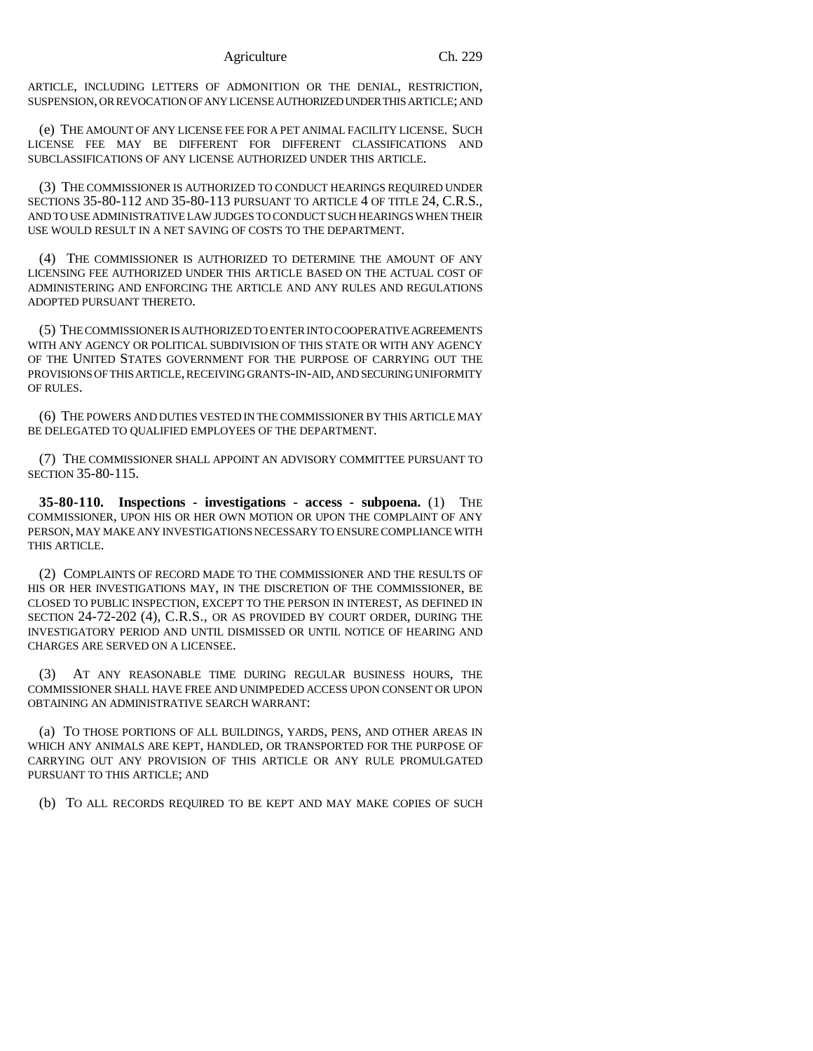ARTICLE, INCLUDING LETTERS OF ADMONITION OR THE DENIAL, RESTRICTION, SUSPENSION, OR REVOCATION OF ANY LICENSE AUTHORIZED UNDER THIS ARTICLE; AND

(e) THE AMOUNT OF ANY LICENSE FEE FOR A PET ANIMAL FACILITY LICENSE. SUCH LICENSE FEE MAY BE DIFFERENT FOR DIFFERENT CLASSIFICATIONS AND SUBCLASSIFICATIONS OF ANY LICENSE AUTHORIZED UNDER THIS ARTICLE.

(3) THE COMMISSIONER IS AUTHORIZED TO CONDUCT HEARINGS REQUIRED UNDER SECTIONS 35-80-112 AND 35-80-113 PURSUANT TO ARTICLE 4 OF TITLE 24, C.R.S., AND TO USE ADMINISTRATIVE LAW JUDGES TO CONDUCT SUCH HEARINGS WHEN THEIR USE WOULD RESULT IN A NET SAVING OF COSTS TO THE DEPARTMENT.

(4) THE COMMISSIONER IS AUTHORIZED TO DETERMINE THE AMOUNT OF ANY LICENSING FEE AUTHORIZED UNDER THIS ARTICLE BASED ON THE ACTUAL COST OF ADMINISTERING AND ENFORCING THE ARTICLE AND ANY RULES AND REGULATIONS ADOPTED PURSUANT THERETO.

(5) THE COMMISSIONER IS AUTHORIZED TO ENTER INTO COOPERATIVE AGREEMENTS WITH ANY AGENCY OR POLITICAL SUBDIVISION OF THIS STATE OR WITH ANY AGENCY OF THE UNITED STATES GOVERNMENT FOR THE PURPOSE OF CARRYING OUT THE PROVISIONS OF THIS ARTICLE, RECEIVING GRANTS-IN-AID, AND SECURING UNIFORMITY OF RULES.

(6) THE POWERS AND DUTIES VESTED IN THE COMMISSIONER BY THIS ARTICLE MAY BE DELEGATED TO QUALIFIED EMPLOYEES OF THE DEPARTMENT.

(7) THE COMMISSIONER SHALL APPOINT AN ADVISORY COMMITTEE PURSUANT TO SECTION 35-80-115.

**35-80-110. Inspections - investigations - access - subpoena.** (1) THE COMMISSIONER, UPON HIS OR HER OWN MOTION OR UPON THE COMPLAINT OF ANY PERSON, MAY MAKE ANY INVESTIGATIONS NECESSARY TO ENSURE COMPLIANCE WITH THIS ARTICLE.

(2) COMPLAINTS OF RECORD MADE TO THE COMMISSIONER AND THE RESULTS OF HIS OR HER INVESTIGATIONS MAY, IN THE DISCRETION OF THE COMMISSIONER, BE CLOSED TO PUBLIC INSPECTION, EXCEPT TO THE PERSON IN INTEREST, AS DEFINED IN SECTION 24-72-202 (4), C.R.S., OR AS PROVIDED BY COURT ORDER, DURING THE INVESTIGATORY PERIOD AND UNTIL DISMISSED OR UNTIL NOTICE OF HEARING AND CHARGES ARE SERVED ON A LICENSEE.

(3) AT ANY REASONABLE TIME DURING REGULAR BUSINESS HOURS, THE COMMISSIONER SHALL HAVE FREE AND UNIMPEDED ACCESS UPON CONSENT OR UPON OBTAINING AN ADMINISTRATIVE SEARCH WARRANT:

(a) TO THOSE PORTIONS OF ALL BUILDINGS, YARDS, PENS, AND OTHER AREAS IN WHICH ANY ANIMALS ARE KEPT, HANDLED, OR TRANSPORTED FOR THE PURPOSE OF CARRYING OUT ANY PROVISION OF THIS ARTICLE OR ANY RULE PROMULGATED PURSUANT TO THIS ARTICLE; AND

(b) TO ALL RECORDS REQUIRED TO BE KEPT AND MAY MAKE COPIES OF SUCH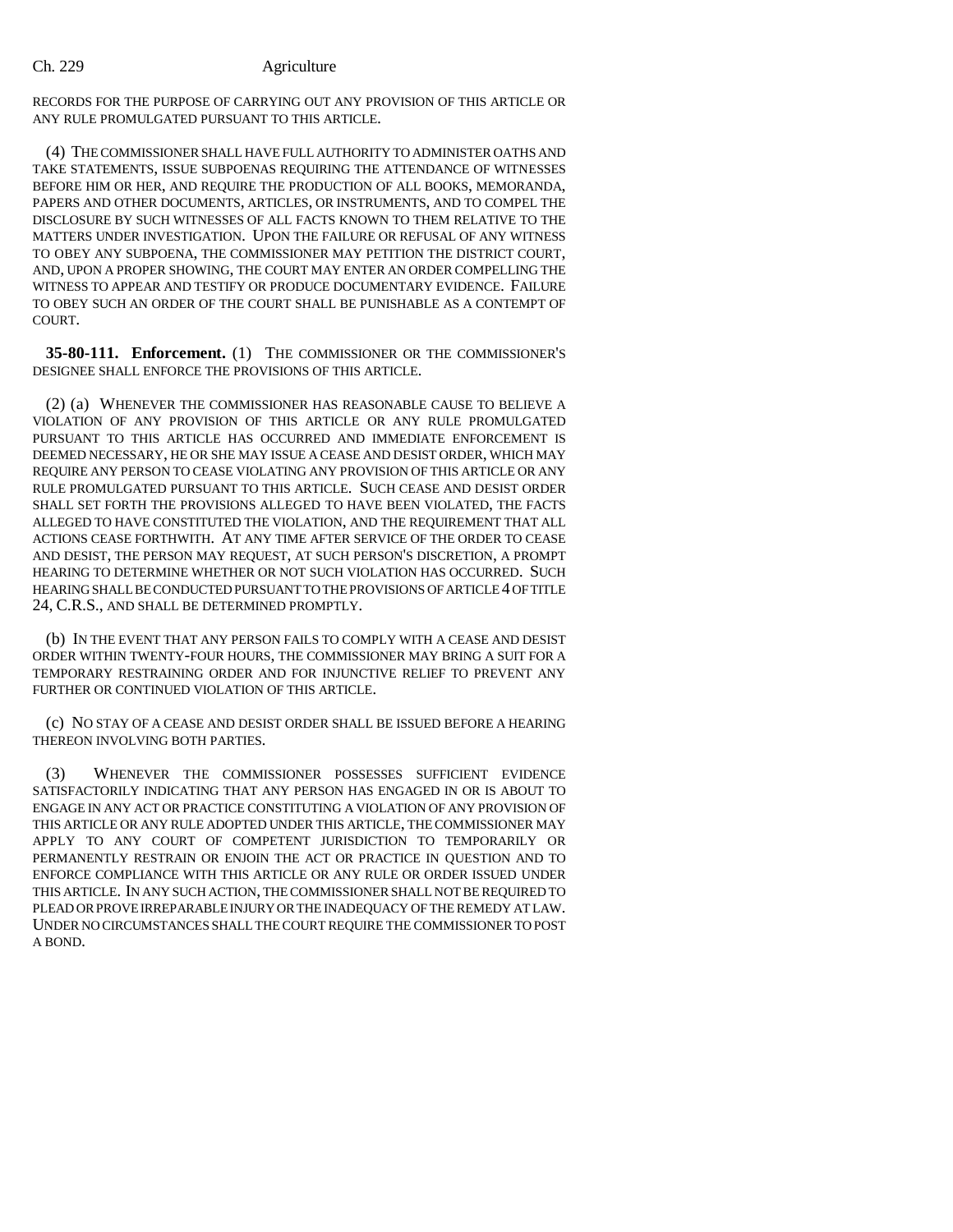RECORDS FOR THE PURPOSE OF CARRYING OUT ANY PROVISION OF THIS ARTICLE OR ANY RULE PROMULGATED PURSUANT TO THIS ARTICLE.

(4) THE COMMISSIONER SHALL HAVE FULL AUTHORITY TO ADMINISTER OATHS AND TAKE STATEMENTS, ISSUE SUBPOENAS REQUIRING THE ATTENDANCE OF WITNESSES BEFORE HIM OR HER, AND REQUIRE THE PRODUCTION OF ALL BOOKS, MEMORANDA, PAPERS AND OTHER DOCUMENTS, ARTICLES, OR INSTRUMENTS, AND TO COMPEL THE DISCLOSURE BY SUCH WITNESSES OF ALL FACTS KNOWN TO THEM RELATIVE TO THE MATTERS UNDER INVESTIGATION. UPON THE FAILURE OR REFUSAL OF ANY WITNESS TO OBEY ANY SUBPOENA, THE COMMISSIONER MAY PETITION THE DISTRICT COURT, AND, UPON A PROPER SHOWING, THE COURT MAY ENTER AN ORDER COMPELLING THE WITNESS TO APPEAR AND TESTIFY OR PRODUCE DOCUMENTARY EVIDENCE. FAILURE TO OBEY SUCH AN ORDER OF THE COURT SHALL BE PUNISHABLE AS A CONTEMPT OF COURT.

**35-80-111. Enforcement.** (1) THE COMMISSIONER OR THE COMMISSIONER'S DESIGNEE SHALL ENFORCE THE PROVISIONS OF THIS ARTICLE.

(2) (a) WHENEVER THE COMMISSIONER HAS REASONABLE CAUSE TO BELIEVE A VIOLATION OF ANY PROVISION OF THIS ARTICLE OR ANY RULE PROMULGATED PURSUANT TO THIS ARTICLE HAS OCCURRED AND IMMEDIATE ENFORCEMENT IS DEEMED NECESSARY, HE OR SHE MAY ISSUE A CEASE AND DESIST ORDER, WHICH MAY REQUIRE ANY PERSON TO CEASE VIOLATING ANY PROVISION OF THIS ARTICLE OR ANY RULE PROMULGATED PURSUANT TO THIS ARTICLE. SUCH CEASE AND DESIST ORDER SHALL SET FORTH THE PROVISIONS ALLEGED TO HAVE BEEN VIOLATED, THE FACTS ALLEGED TO HAVE CONSTITUTED THE VIOLATION, AND THE REQUIREMENT THAT ALL ACTIONS CEASE FORTHWITH. AT ANY TIME AFTER SERVICE OF THE ORDER TO CEASE AND DESIST, THE PERSON MAY REQUEST, AT SUCH PERSON'S DISCRETION, A PROMPT HEARING TO DETERMINE WHETHER OR NOT SUCH VIOLATION HAS OCCURRED. SUCH HEARING SHALL BE CONDUCTED PURSUANT TO THE PROVISIONS OF ARTICLE 4 OF TITLE 24, C.R.S., AND SHALL BE DETERMINED PROMPTLY.

(b) IN THE EVENT THAT ANY PERSON FAILS TO COMPLY WITH A CEASE AND DESIST ORDER WITHIN TWENTY-FOUR HOURS, THE COMMISSIONER MAY BRING A SUIT FOR A TEMPORARY RESTRAINING ORDER AND FOR INJUNCTIVE RELIEF TO PREVENT ANY FURTHER OR CONTINUED VIOLATION OF THIS ARTICLE.

(c) NO STAY OF A CEASE AND DESIST ORDER SHALL BE ISSUED BEFORE A HEARING THEREON INVOLVING BOTH PARTIES.

(3) WHENEVER THE COMMISSIONER POSSESSES SUFFICIENT EVIDENCE SATISFACTORILY INDICATING THAT ANY PERSON HAS ENGAGED IN OR IS ABOUT TO ENGAGE IN ANY ACT OR PRACTICE CONSTITUTING A VIOLATION OF ANY PROVISION OF THIS ARTICLE OR ANY RULE ADOPTED UNDER THIS ARTICLE, THE COMMISSIONER MAY APPLY TO ANY COURT OF COMPETENT JURISDICTION TO TEMPORARILY OR PERMANENTLY RESTRAIN OR ENJOIN THE ACT OR PRACTICE IN QUESTION AND TO ENFORCE COMPLIANCE WITH THIS ARTICLE OR ANY RULE OR ORDER ISSUED UNDER THIS ARTICLE. IN ANY SUCH ACTION, THE COMMISSIONER SHALL NOT BE REQUIRED TO PLEAD OR PROVE IRREPARABLE INJURY OR THE INADEQUACY OF THE REMEDY AT LAW. UNDER NO CIRCUMSTANCES SHALL THE COURT REQUIRE THE COMMISSIONER TO POST A BOND.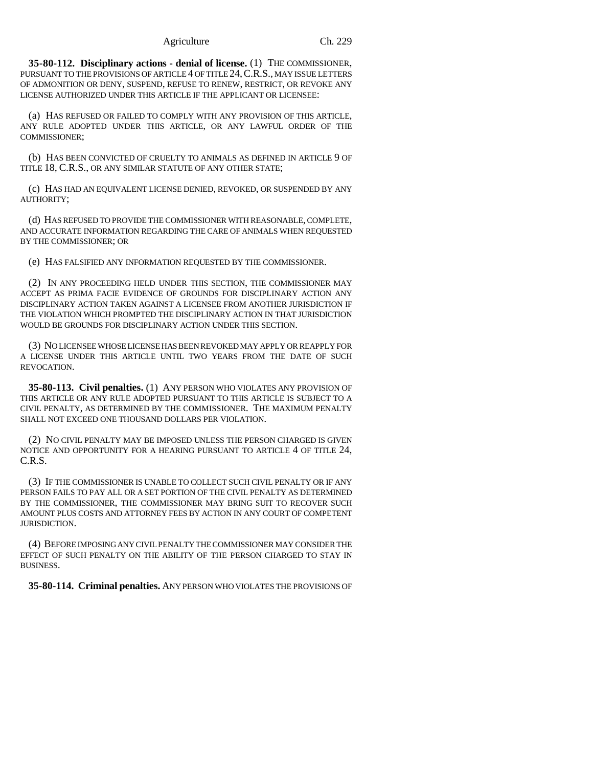**35-80-112. Disciplinary actions - denial of license.** (1) THE COMMISSIONER, PURSUANT TO THE PROVISIONS OF ARTICLE 4 OF TITLE 24, C.R.S., MAY ISSUE LETTERS OF ADMONITION OR DENY, SUSPEND, REFUSE TO RENEW, RESTRICT, OR REVOKE ANY LICENSE AUTHORIZED UNDER THIS ARTICLE IF THE APPLICANT OR LICENSEE:

(a) HAS REFUSED OR FAILED TO COMPLY WITH ANY PROVISION OF THIS ARTICLE, ANY RULE ADOPTED UNDER THIS ARTICLE, OR ANY LAWFUL ORDER OF THE COMMISSIONER;

(b) HAS BEEN CONVICTED OF CRUELTY TO ANIMALS AS DEFINED IN ARTICLE 9 OF TITLE 18, C.R.S., OR ANY SIMILAR STATUTE OF ANY OTHER STATE;

(c) HAS HAD AN EQUIVALENT LICENSE DENIED, REVOKED, OR SUSPENDED BY ANY AUTHORITY;

(d) HAS REFUSED TO PROVIDE THE COMMISSIONER WITH REASONABLE, COMPLETE, AND ACCURATE INFORMATION REGARDING THE CARE OF ANIMALS WHEN REQUESTED BY THE COMMISSIONER; OR

(e) HAS FALSIFIED ANY INFORMATION REQUESTED BY THE COMMISSIONER.

(2) IN ANY PROCEEDING HELD UNDER THIS SECTION, THE COMMISSIONER MAY ACCEPT AS PRIMA FACIE EVIDENCE OF GROUNDS FOR DISCIPLINARY ACTION ANY DISCIPLINARY ACTION TAKEN AGAINST A LICENSEE FROM ANOTHER JURISDICTION IF THE VIOLATION WHICH PROMPTED THE DISCIPLINARY ACTION IN THAT JURISDICTION WOULD BE GROUNDS FOR DISCIPLINARY ACTION UNDER THIS SECTION.

(3) NO LICENSEE WHOSE LICENSE HAS BEEN REVOKED MAY APPLY OR REAPPLY FOR A LICENSE UNDER THIS ARTICLE UNTIL TWO YEARS FROM THE DATE OF SUCH REVOCATION.

**35-80-113. Civil penalties.** (1) ANY PERSON WHO VIOLATES ANY PROVISION OF THIS ARTICLE OR ANY RULE ADOPTED PURSUANT TO THIS ARTICLE IS SUBJECT TO A CIVIL PENALTY, AS DETERMINED BY THE COMMISSIONER. THE MAXIMUM PENALTY SHALL NOT EXCEED ONE THOUSAND DOLLARS PER VIOLATION.

(2) NO CIVIL PENALTY MAY BE IMPOSED UNLESS THE PERSON CHARGED IS GIVEN NOTICE AND OPPORTUNITY FOR A HEARING PURSUANT TO ARTICLE 4 OF TITLE 24, C.R.S.

(3) IF THE COMMISSIONER IS UNABLE TO COLLECT SUCH CIVIL PENALTY OR IF ANY PERSON FAILS TO PAY ALL OR A SET PORTION OF THE CIVIL PENALTY AS DETERMINED BY THE COMMISSIONER, THE COMMISSIONER MAY BRING SUIT TO RECOVER SUCH AMOUNT PLUS COSTS AND ATTORNEY FEES BY ACTION IN ANY COURT OF COMPETENT JURISDICTION.

(4) BEFORE IMPOSING ANY CIVIL PENALTY THE COMMISSIONER MAY CONSIDER THE EFFECT OF SUCH PENALTY ON THE ABILITY OF THE PERSON CHARGED TO STAY IN BUSINESS.

**35-80-114. Criminal penalties.** ANY PERSON WHO VIOLATES THE PROVISIONS OF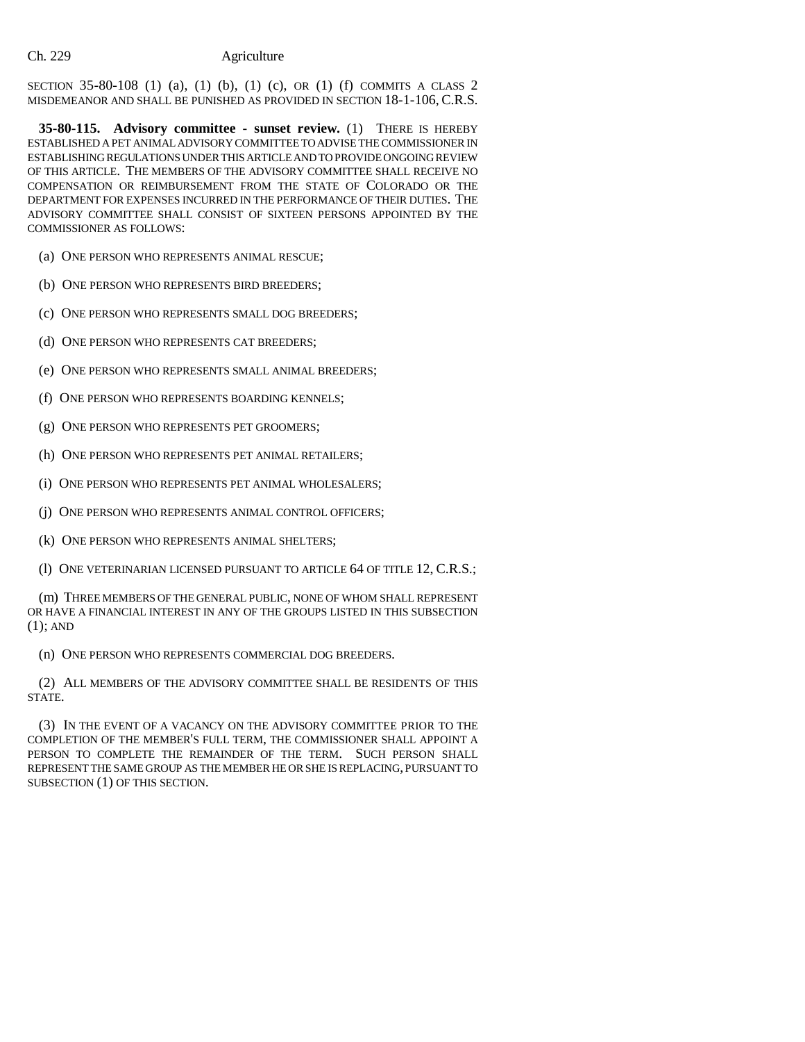SECTION 35-80-108 (1) (a), (1) (b), (1) (c), OR (1) (f) COMMITS A CLASS 2 MISDEMEANOR AND SHALL BE PUNISHED AS PROVIDED IN SECTION 18-1-106, C.R.S.

**35-80-115. Advisory committee - sunset review.** (1) THERE IS HEREBY ESTABLISHED A PET ANIMAL ADVISORY COMMITTEE TO ADVISE THE COMMISSIONER IN ESTABLISHING REGULATIONS UNDER THIS ARTICLE AND TO PROVIDE ONGOING REVIEW OF THIS ARTICLE. THE MEMBERS OF THE ADVISORY COMMITTEE SHALL RECEIVE NO COMPENSATION OR REIMBURSEMENT FROM THE STATE OF COLORADO OR THE DEPARTMENT FOR EXPENSES INCURRED IN THE PERFORMANCE OF THEIR DUTIES. THE ADVISORY COMMITTEE SHALL CONSIST OF SIXTEEN PERSONS APPOINTED BY THE COMMISSIONER AS FOLLOWS:

(a) ONE PERSON WHO REPRESENTS ANIMAL RESCUE;

(b) ONE PERSON WHO REPRESENTS BIRD BREEDERS;

(c) ONE PERSON WHO REPRESENTS SMALL DOG BREEDERS;

(d) ONE PERSON WHO REPRESENTS CAT BREEDERS;

(e) ONE PERSON WHO REPRESENTS SMALL ANIMAL BREEDERS;

(f) ONE PERSON WHO REPRESENTS BOARDING KENNELS;

(g) ONE PERSON WHO REPRESENTS PET GROOMERS;

(h) ONE PERSON WHO REPRESENTS PET ANIMAL RETAILERS;

(i) ONE PERSON WHO REPRESENTS PET ANIMAL WHOLESALERS;

(j) ONE PERSON WHO REPRESENTS ANIMAL CONTROL OFFICERS;

(k) ONE PERSON WHO REPRESENTS ANIMAL SHELTERS;

(l) ONE VETERINARIAN LICENSED PURSUANT TO ARTICLE 64 OF TITLE 12, C.R.S.;

(m) THREE MEMBERS OF THE GENERAL PUBLIC, NONE OF WHOM SHALL REPRESENT OR HAVE A FINANCIAL INTEREST IN ANY OF THE GROUPS LISTED IN THIS SUBSECTION (1); AND

(n) ONE PERSON WHO REPRESENTS COMMERCIAL DOG BREEDERS.

(2) ALL MEMBERS OF THE ADVISORY COMMITTEE SHALL BE RESIDENTS OF THIS STATE.

(3) IN THE EVENT OF A VACANCY ON THE ADVISORY COMMITTEE PRIOR TO THE COMPLETION OF THE MEMBER'S FULL TERM, THE COMMISSIONER SHALL APPOINT A PERSON TO COMPLETE THE REMAINDER OF THE TERM. SUCH PERSON SHALL REPRESENT THE SAME GROUP AS THE MEMBER HE OR SHE IS REPLACING, PURSUANT TO SUBSECTION (1) OF THIS SECTION.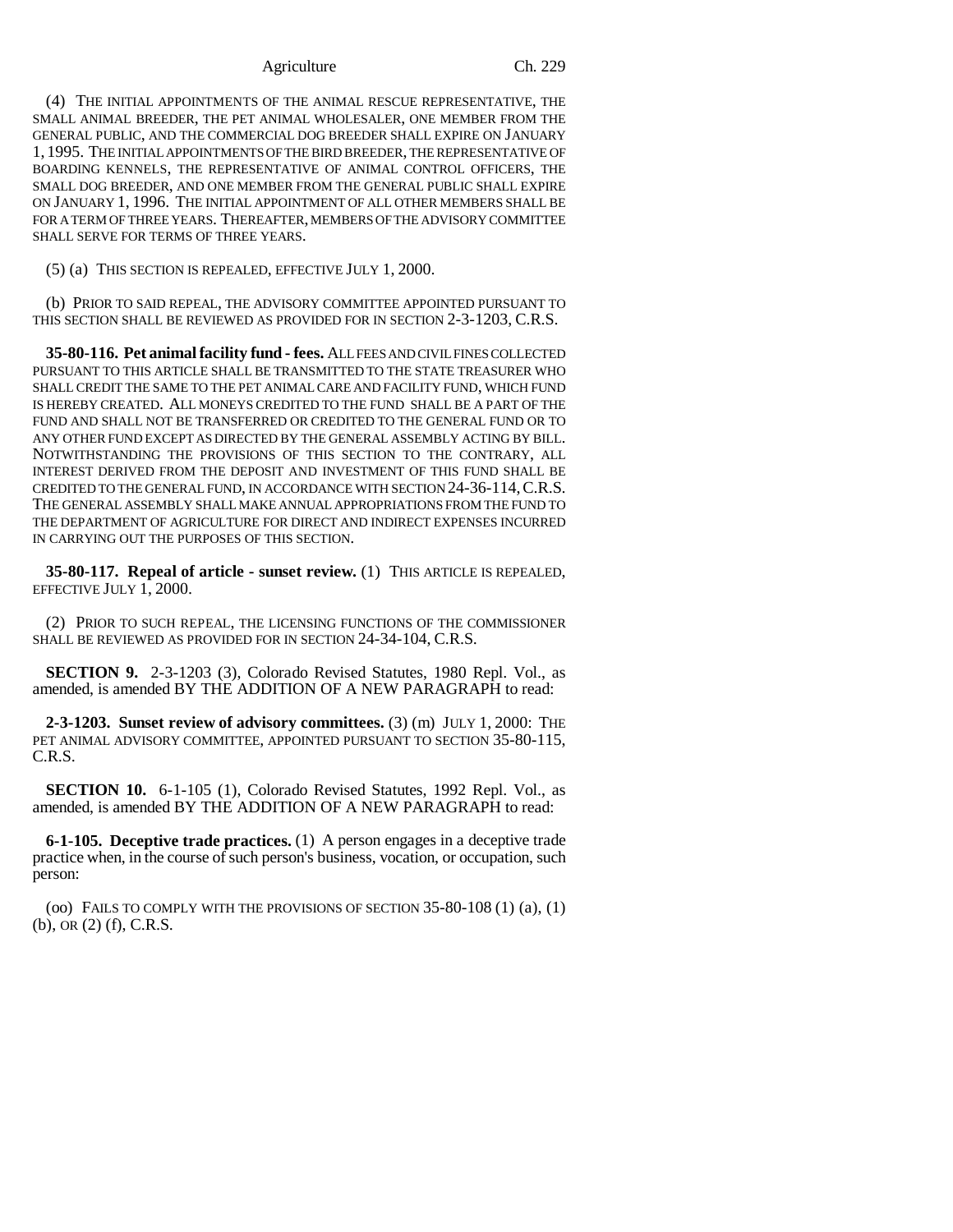(4) THE INITIAL APPOINTMENTS OF THE ANIMAL RESCUE REPRESENTATIVE, THE SMALL ANIMAL BREEDER, THE PET ANIMAL WHOLESALER, ONE MEMBER FROM THE GENERAL PUBLIC, AND THE COMMERCIAL DOG BREEDER SHALL EXPIRE ON JANUARY 1, 1995. THE INITIAL APPOINTMENTS OF THE BIRD BREEDER, THE REPRESENTATIVE OF BOARDING KENNELS, THE REPRESENTATIVE OF ANIMAL CONTROL OFFICERS, THE SMALL DOG BREEDER, AND ONE MEMBER FROM THE GENERAL PUBLIC SHALL EXPIRE ON JANUARY 1, 1996. THE INITIAL APPOINTMENT OF ALL OTHER MEMBERS SHALL BE FOR A TERM OF THREE YEARS. THEREAFTER, MEMBERS OF THE ADVISORY COMMITTEE SHALL SERVE FOR TERMS OF THREE YEARS.

(5) (a) THIS SECTION IS REPEALED, EFFECTIVE JULY 1, 2000.

(b) PRIOR TO SAID REPEAL, THE ADVISORY COMMITTEE APPOINTED PURSUANT TO THIS SECTION SHALL BE REVIEWED AS PROVIDED FOR IN SECTION 2-3-1203, C.R.S.

**35-80-116. Pet animal facility fund - fees.** ALL FEES AND CIVIL FINES COLLECTED PURSUANT TO THIS ARTICLE SHALL BE TRANSMITTED TO THE STATE TREASURER WHO SHALL CREDIT THE SAME TO THE PET ANIMAL CARE AND FACILITY FUND, WHICH FUND IS HEREBY CREATED. ALL MONEYS CREDITED TO THE FUND SHALL BE A PART OF THE FUND AND SHALL NOT BE TRANSFERRED OR CREDITED TO THE GENERAL FUND OR TO ANY OTHER FUND EXCEPT AS DIRECTED BY THE GENERAL ASSEMBLY ACTING BY BILL. NOTWITHSTANDING THE PROVISIONS OF THIS SECTION TO THE CONTRARY, ALL INTEREST DERIVED FROM THE DEPOSIT AND INVESTMENT OF THIS FUND SHALL BE CREDITED TO THE GENERAL FUND, IN ACCORDANCE WITH SECTION 24-36-114, C.R.S. THE GENERAL ASSEMBLY SHALL MAKE ANNUAL APPROPRIATIONS FROM THE FUND TO THE DEPARTMENT OF AGRICULTURE FOR DIRECT AND INDIRECT EXPENSES INCURRED IN CARRYING OUT THE PURPOSES OF THIS SECTION.

**35-80-117. Repeal of article - sunset review.** (1) THIS ARTICLE IS REPEALED, EFFECTIVE JULY 1, 2000.

(2) PRIOR TO SUCH REPEAL, THE LICENSING FUNCTIONS OF THE COMMISSIONER SHALL BE REVIEWED AS PROVIDED FOR IN SECTION 24-34-104, C.R.S.

**SECTION 9.** 2-3-1203 (3), Colorado Revised Statutes, 1980 Repl. Vol., as amended, is amended BY THE ADDITION OF A NEW PARAGRAPH to read:

**2-3-1203. Sunset review of advisory committees.** (3) (m) JULY 1, 2000: THE PET ANIMAL ADVISORY COMMITTEE, APPOINTED PURSUANT TO SECTION 35-80-115, C.R.S.

**SECTION 10.** 6-1-105 (1), Colorado Revised Statutes, 1992 Repl. Vol., as amended, is amended BY THE ADDITION OF A NEW PARAGRAPH to read:

**6-1-105. Deceptive trade practices.** (1) A person engages in a deceptive trade practice when, in the course of such person's business, vocation, or occupation, such person:

(oo) FAILS TO COMPLY WITH THE PROVISIONS OF SECTION 35-80-108 (1) (a), (1) (b), OR (2) (f), C.R.S.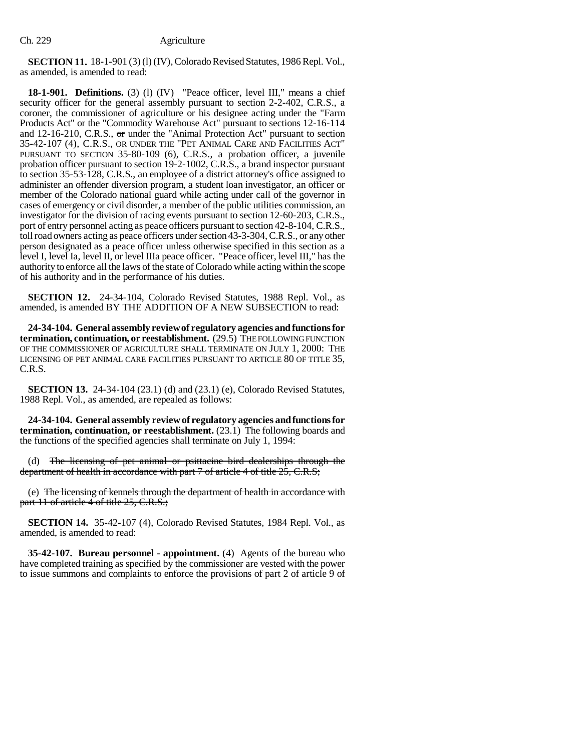**SECTION 11.** 18-1-901 (3) (l) (IV), Colorado Revised Statutes, 1986 Repl. Vol., as amended, is amended to read:

**18-1-901. Definitions.** (3) (l) (IV) "Peace officer, level III," means a chief security officer for the general assembly pursuant to section 2-2-402, C.R.S., a coroner, the commissioner of agriculture or his designee acting under the "Farm Products Act" or the "Commodity Warehouse Act" pursuant to sections 12-16-114 and 12-16-210, C.R.S., ~~or~~ under the "Animal Protection Act" pursuant to section 35-42-107 (4), C.R.S., OR UNDER THE "PET ANIMAL CARE AND FACILITIES ACT" PURSUANT TO SECTION 35-80-109 (6), C.R.S., a probation officer, a juvenile probation officer pursuant to section 19-2-1002, C.R.S., a brand inspector pursuant to section 35-53-128, C.R.S., an employee of a district attorney's office assigned to administer an offender diversion program, a student loan investigator, an officer or member of the Colorado national guard while acting under call of the governor in cases of emergency or civil disorder, a member of the public utilities commission, an investigator for the division of racing events pursuant to section 12-60-203, C.R.S., port of entry personnel acting as peace officers pursuant to section 42-8-104, C.R.S., toll road owners acting as peace officers under section 43-3-304, C.R.S., or any other person designated as a peace officer unless otherwise specified in this section as a level I, level Ia, level II, or level IIIa peace officer. "Peace officer, level III," has the authority to enforce all the laws of the state of Colorado while acting within the scope of his authority and in the performance of his duties.

**SECTION 12.** 24-34-104, Colorado Revised Statutes, 1988 Repl. Vol., as amended, is amended BY THE ADDITION OF A NEW SUBSECTION to read:

**24-34-104. General assembly review of regulatory agencies and functions for termination, continuation, or reestablishment.** (29.5) THE FOLLOWING FUNCTION OF THE COMMISSIONER OF AGRICULTURE SHALL TERMINATE ON JULY 1, 2000: THE LICENSING OF PET ANIMAL CARE FACILITIES PURSUANT TO ARTICLE 80 OF TITLE 35, C.R.S.

**SECTION 13.** 24-34-104 (23.1) (d) and (23.1) (e), Colorado Revised Statutes, 1988 Repl. Vol., as amended, are repealed as follows:

**24-34-104. General assembly review of regulatory agencies and functions for termination, continuation, or reestablishment.** (23.1) The following boards and the functions of the specified agencies shall terminate on July 1, 1994:

(d) ~~The licensing of pet animal or psittacine bird dealerships through the department of health in accordance with part 7 of article 4 of title 25, C.R.S;~~

(e) ~~The licensing of kennels through the department of health in accordance with part 11 of article 4 of title 25, C.R.S.;~~

**SECTION 14.** 35-42-107 (4), Colorado Revised Statutes, 1984 Repl. Vol., as amended, is amended to read:

**35-42-107. Bureau personnel - appointment.** (4) Agents of the bureau who have completed training as specified by the commissioner are vested with the power to issue summons and complaints to enforce the provisions of part 2 of article 9 of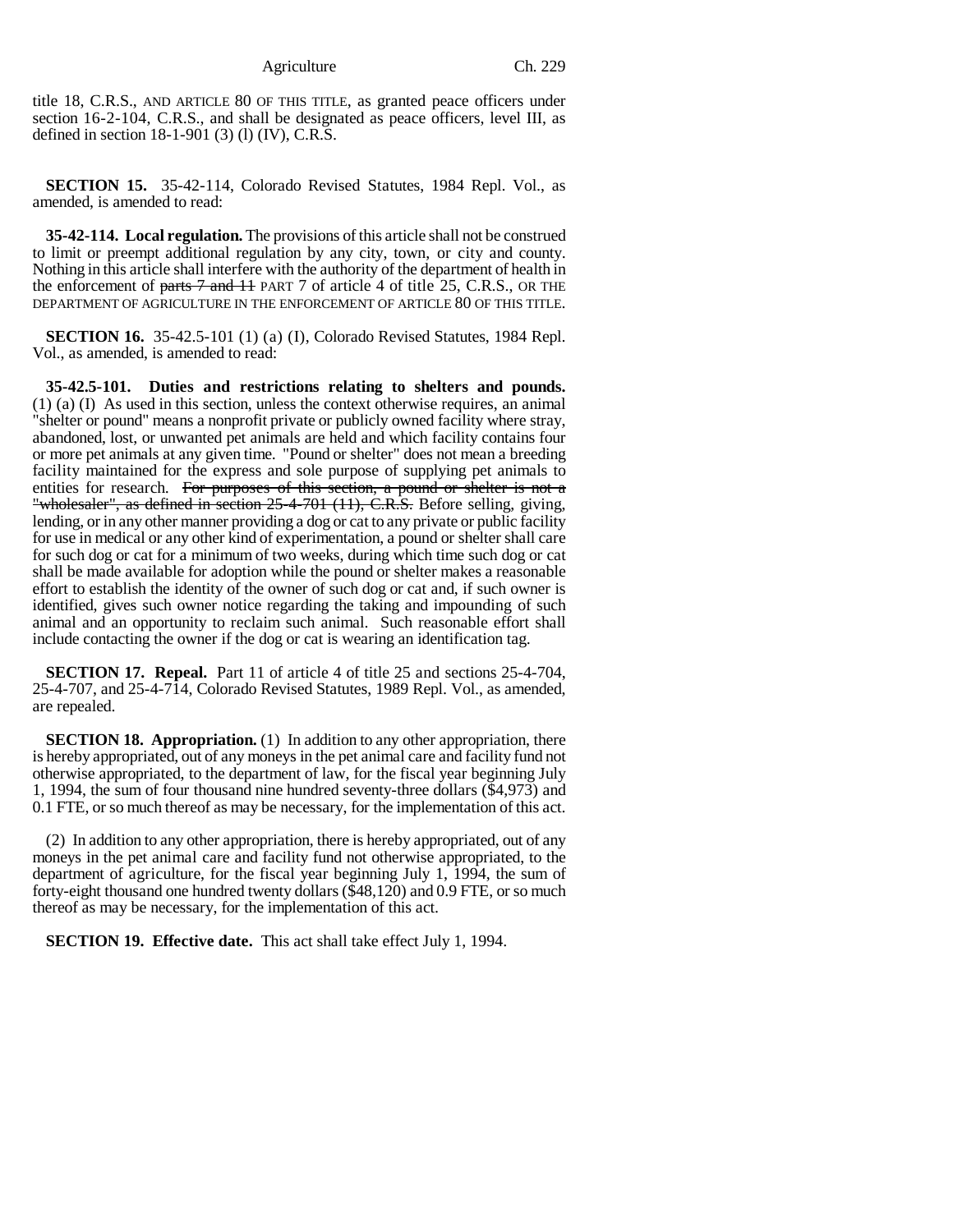title 18, C.R.S., AND ARTICLE 80 OF THIS TITLE, as granted peace officers under section 16-2-104, C.R.S., and shall be designated as peace officers, level III, as defined in section 18-1-901 (3) (l) (IV), C.R.S.

**SECTION 15.** 35-42-114, Colorado Revised Statutes, 1984 Repl. Vol., as amended, is amended to read:

**35-42-114. Local regulation.** The provisions of this article shall not be construed to limit or preempt additional regulation by any city, town, or city and county. Nothing in this article shall interfere with the authority of the department of health in the enforcement of ~~parts 7 and 11~~ PART 7 of article 4 of title 25, C.R.S., OR THE DEPARTMENT OF AGRICULTURE IN THE ENFORCEMENT OF ARTICLE 80 OF THIS TITLE.

**SECTION 16.** 35-42.5-101 (1) (a) (I), Colorado Revised Statutes, 1984 Repl. Vol., as amended, is amended to read:

**35-42.5-101. Duties and restrictions relating to shelters and pounds.** (1) (a) (I) As used in this section, unless the context otherwise requires, an animal "shelter or pound" means a nonprofit private or publicly owned facility where stray, abandoned, lost, or unwanted pet animals are held and which facility contains four or more pet animals at any given time. "Pound or shelter" does not mean a breeding facility maintained for the express and sole purpose of supplying pet animals to entities for research. ~~For purposes of this section, a pound or shelter is not a "wholesaler", as defined in section 25-4-701 (11), C.R.S.~~ Before selling, giving, lending, or in any other manner providing a dog or cat to any private or public facility for use in medical or any other kind of experimentation, a pound or shelter shall care for such dog or cat for a minimum of two weeks, during which time such dog or cat shall be made available for adoption while the pound or shelter makes a reasonable effort to establish the identity of the owner of such dog or cat and, if such owner is identified, gives such owner notice regarding the taking and impounding of such animal and an opportunity to reclaim such animal. Such reasonable effort shall include contacting the owner if the dog or cat is wearing an identification tag.

**SECTION 17. Repeal.** Part 11 of article 4 of title 25 and sections 25-4-704, 25-4-707, and 25-4-714, Colorado Revised Statutes, 1989 Repl. Vol., as amended, are repealed.

**SECTION 18. Appropriation.** (1) In addition to any other appropriation, there is hereby appropriated, out of any moneys in the pet animal care and facility fund not otherwise appropriated, to the department of law, for the fiscal year beginning July 1, 1994, the sum of four thousand nine hundred seventy-three dollars ($4,973) and 0.1 FTE, or so much thereof as may be necessary, for the implementation of this act.

(2) In addition to any other appropriation, there is hereby appropriated, out of any moneys in the pet animal care and facility fund not otherwise appropriated, to the department of agriculture, for the fiscal year beginning July 1, 1994, the sum of forty-eight thousand one hundred twenty dollars ($48,120) and 0.9 FTE, or so much thereof as may be necessary, for the implementation of this act.

**SECTION 19. Effective date.** This act shall take effect July 1, 1994.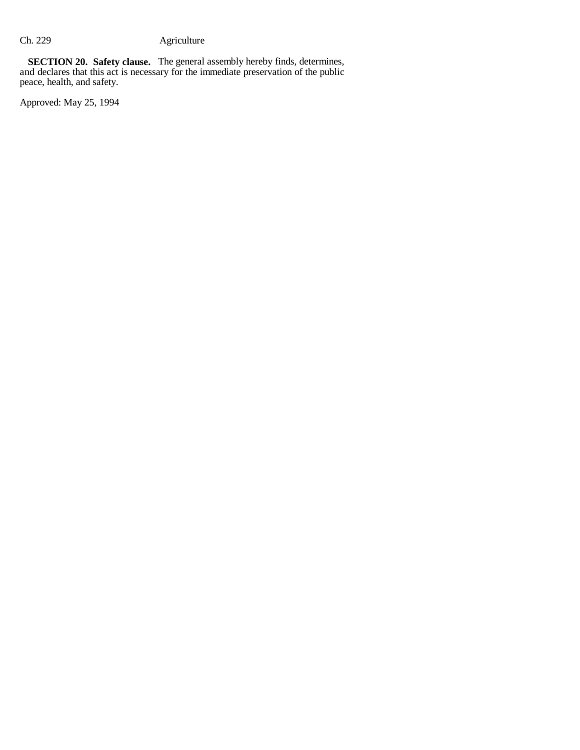**SECTION 20. Safety clause.** The general assembly hereby finds, determines, and declares that this act is necessary for the immediate preservation of the public peace, health, and safety.

Approved: May 25, 1994